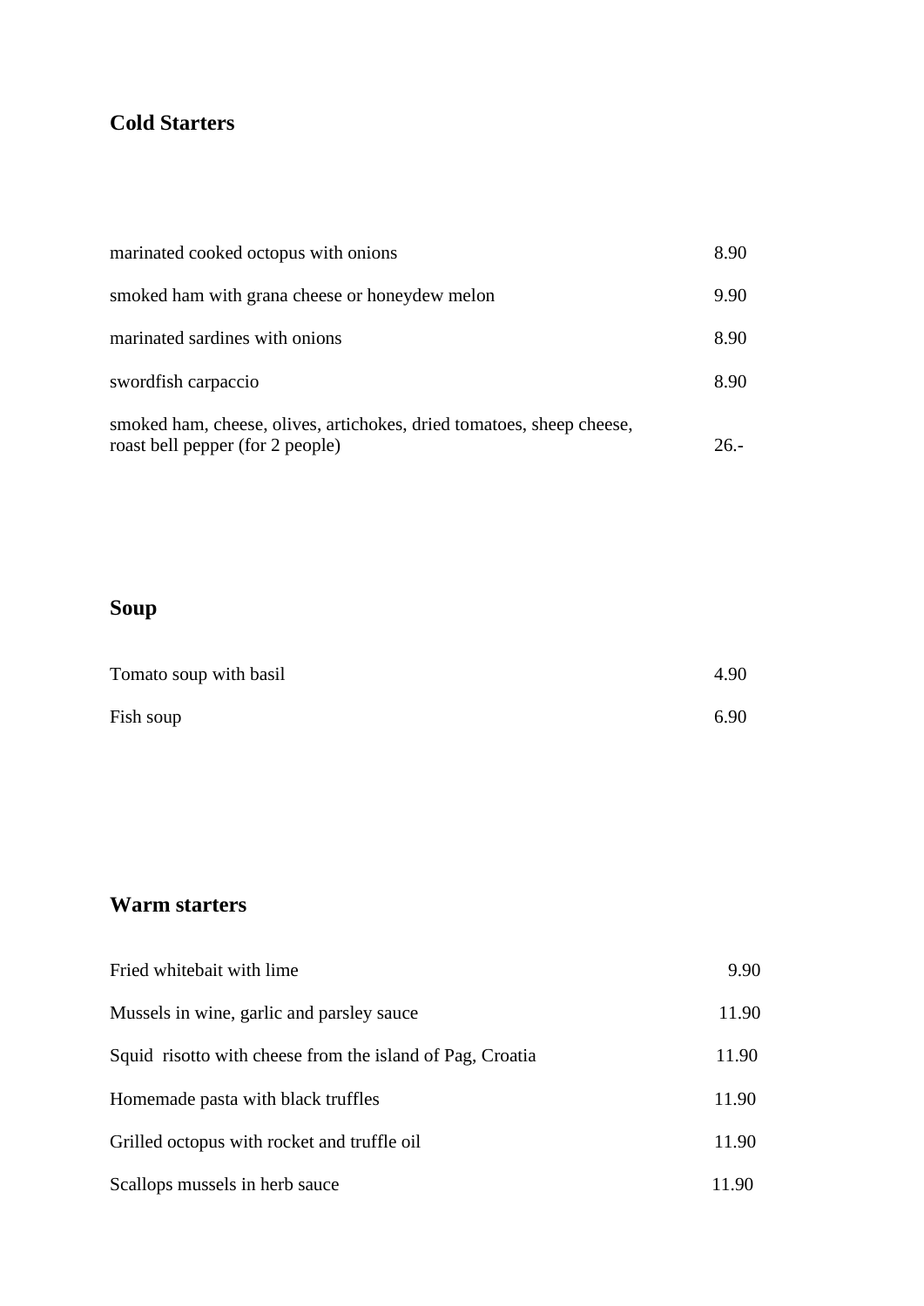## Cold Starters

| | |
|---|---|
| marinated cooked octopus with onions | 8.90 |
| smoked ham with grana cheese or honeydew melon | 9.90 |
| marinated sardines with onions | 8.90 |
| swordfish carpaccio | 8.90 |
| smoked ham, cheese, olives, artichokes, dried tomatoes, sheep cheese, roast bell pepper (for 2 people) | 26.- |

## Soup

| | |
|---|---|
| Tomato soup with basil | 4.90 |
| Fish soup | 6.90 |

## Warm starters

| | |
|---|---|
| Fried whitebait with lime | 9.90 |
| Mussels in wine, garlic and parsley sauce | 11.90 |
| Squid risotto with cheese from the island of Pag, Croatia | 11.90 |
| Homemade pasta with black truffles | 11.90 |
| Grilled octopus with rocket and truffle oil | 11.90 |
| Scallops mussels in herb sauce | 11.90 |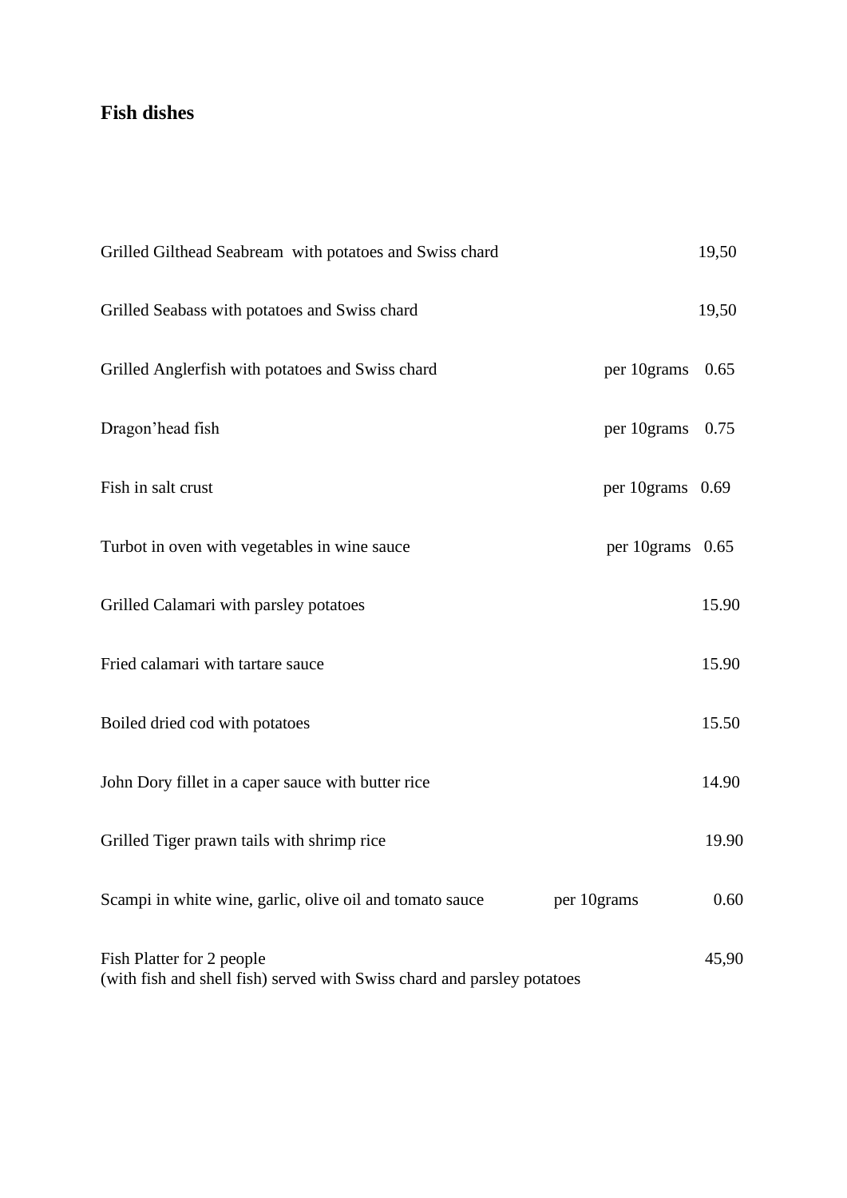## Fish dishes

| | | |
|---|---|---|
| Grilled Gilthead Seabream with potatoes and Swiss chard | | 19,50 |
| Grilled Seabass with potatoes and Swiss chard | | 19,50 |
| Grilled Anglerfish with potatoes and Swiss chard | per 10grams | 0.65 |
| Dragon'head fish | per 10grams | 0.75 |
| Fish in salt crust | per 10grams | 0.69 |
| Turbot in oven with vegetables in wine sauce | per 10grams | 0.65 |
| Grilled Calamari with parsley potatoes | | 15.90 |
| Fried calamari with tartare sauce | | 15.90 |
| Boiled dried cod with potatoes | | 15.50 |
| John Dory fillet in a caper sauce with butter rice | | 14.90 |
| Grilled Tiger prawn tails with shrimp rice | | 19.90 |
| Scampi in white wine, garlic, olive oil and tomato sauce | per 10grams | 0.60 |
| Fish Platter for 2 people (with fish and shell fish) served with Swiss chard and parsley potatoes | | 45,90 |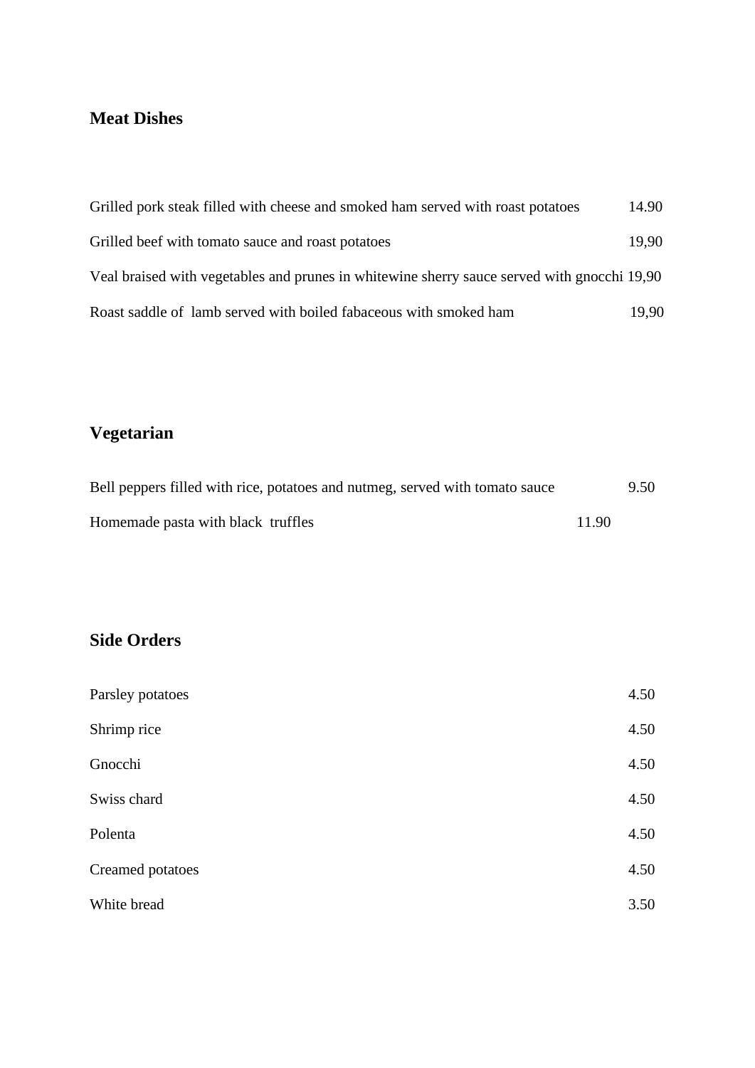## Meat Dishes

| | |
|---|---|
| Grilled pork steak filled with cheese and smoked ham served with roast potatoes | 14.90 |
| Grilled beef with tomato sauce and roast potatoes | 19,90 |
| Veal braised with vegetables and prunes in whitewine sherry sauce served with gnocchi | 19,90 |
| Roast saddle of lamb served with boiled fabaceous with smoked ham | 19,90 |

## Vegetarian

| | |
|---|---|
| Bell peppers filled with rice, potatoes and nutmeg, served with tomato sauce | 9.50 |
| Homemade pasta with black truffles | 11.90 |

## Side Orders

| | |
|---|---|
| Parsley potatoes | 4.50 |
| Shrimp rice | 4.50 |
| Gnocchi | 4.50 |
| Swiss chard | 4.50 |
| Polenta | 4.50 |
| Creamed potatoes | 4.50 |
| White bread | 3.50 |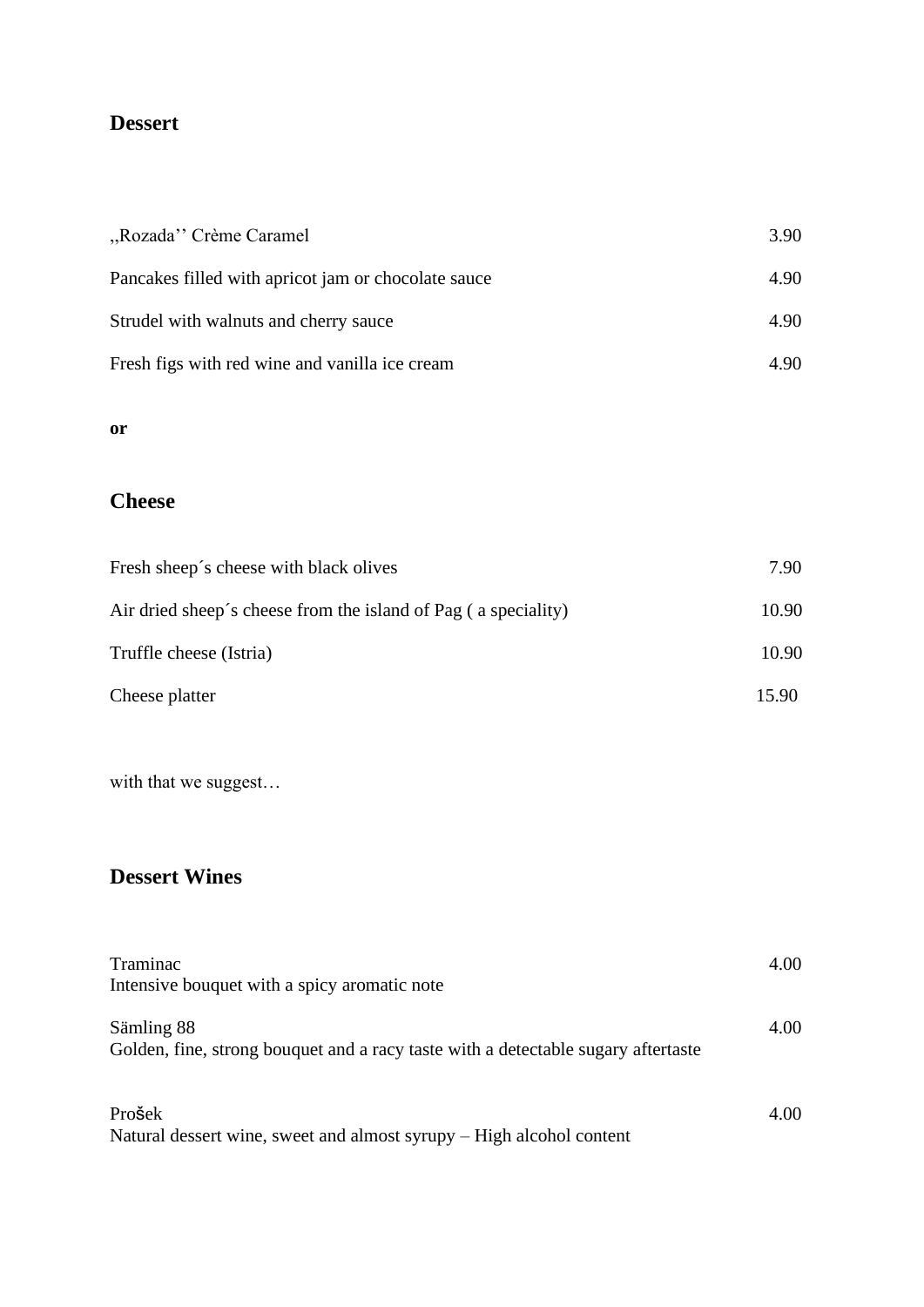## Dessert

| | |
|---|---|
| „Rozada'' Crème Caramel | 3.90 |
| Pancakes filled with apricot jam or chocolate sauce | 4.90 |
| Strudel with walnuts and cherry sauce | 4.90 |
| Fresh figs with red wine and vanilla ice cream | 4.90 |

**or**

## Cheese

| | |
|---|---|
| Fresh sheep´s cheese with black olives | 7.90 |
| Air dried sheep´s cheese from the island of Pag ( a speciality) | 10.90 |
| Truffle cheese (Istria) | 10.90 |
| Cheese platter | 15.90 |

with that we suggest…

## Dessert Wines

| | |
|---|---|
| Traminac<br>Intensive bouquet with a spicy aromatic note | 4.00 |
| Sämling 88<br>Golden, fine, strong bouquet and a racy taste with a detectable sugary aftertaste | 4.00 |
| Prošek<br>Natural dessert wine, sweet and almost syrupy – High alcohol content | 4.00 |